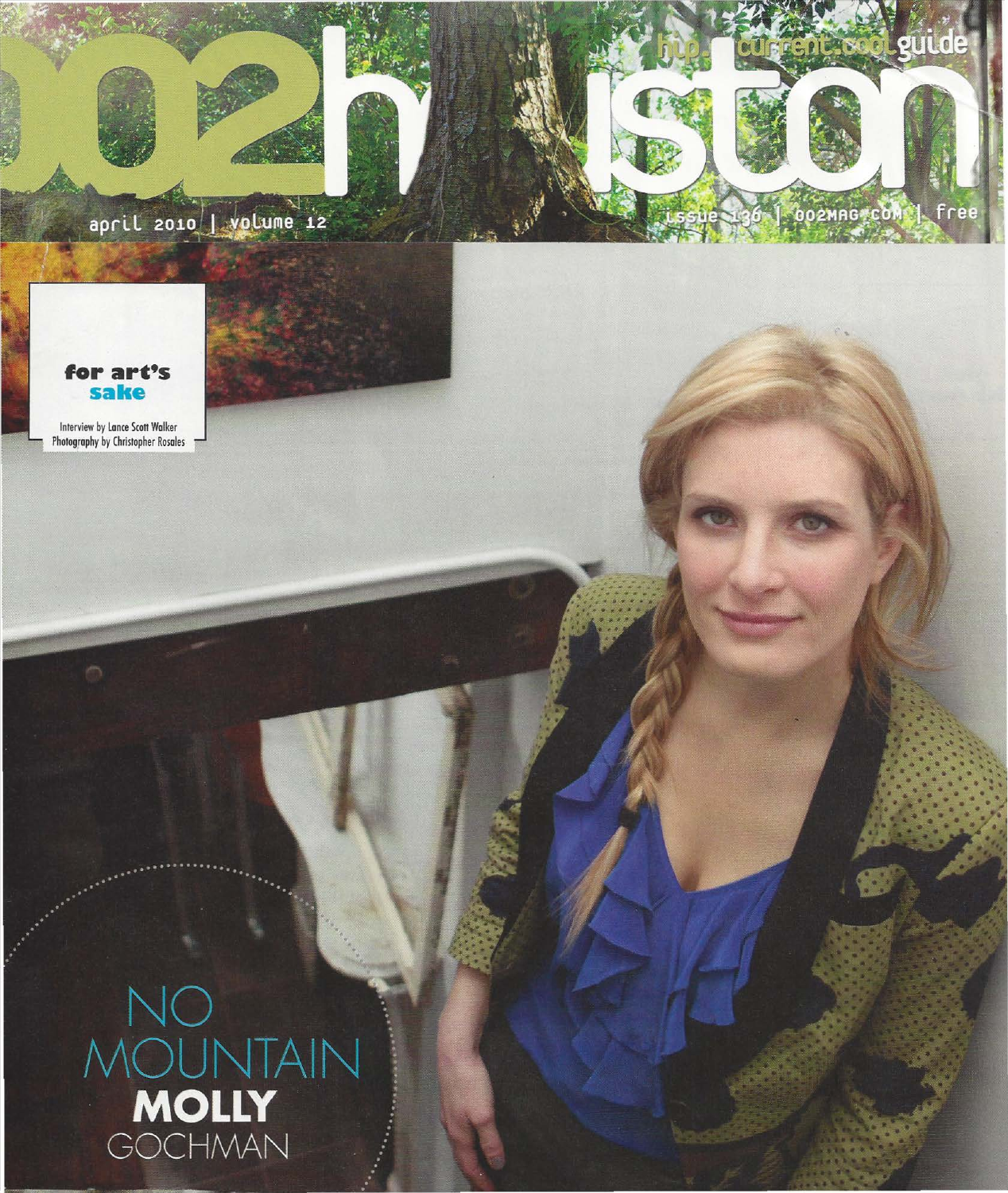# 002houston

hip. current. cool guide

april 2010 | volume 12

issue 136 | 002MAG.COM | free

**for art's sake**

Interview by Lance Scott Walker
Photography by Christopher Rosales

## NO MOUNTAIN

## **MOLLY** GOCHMAN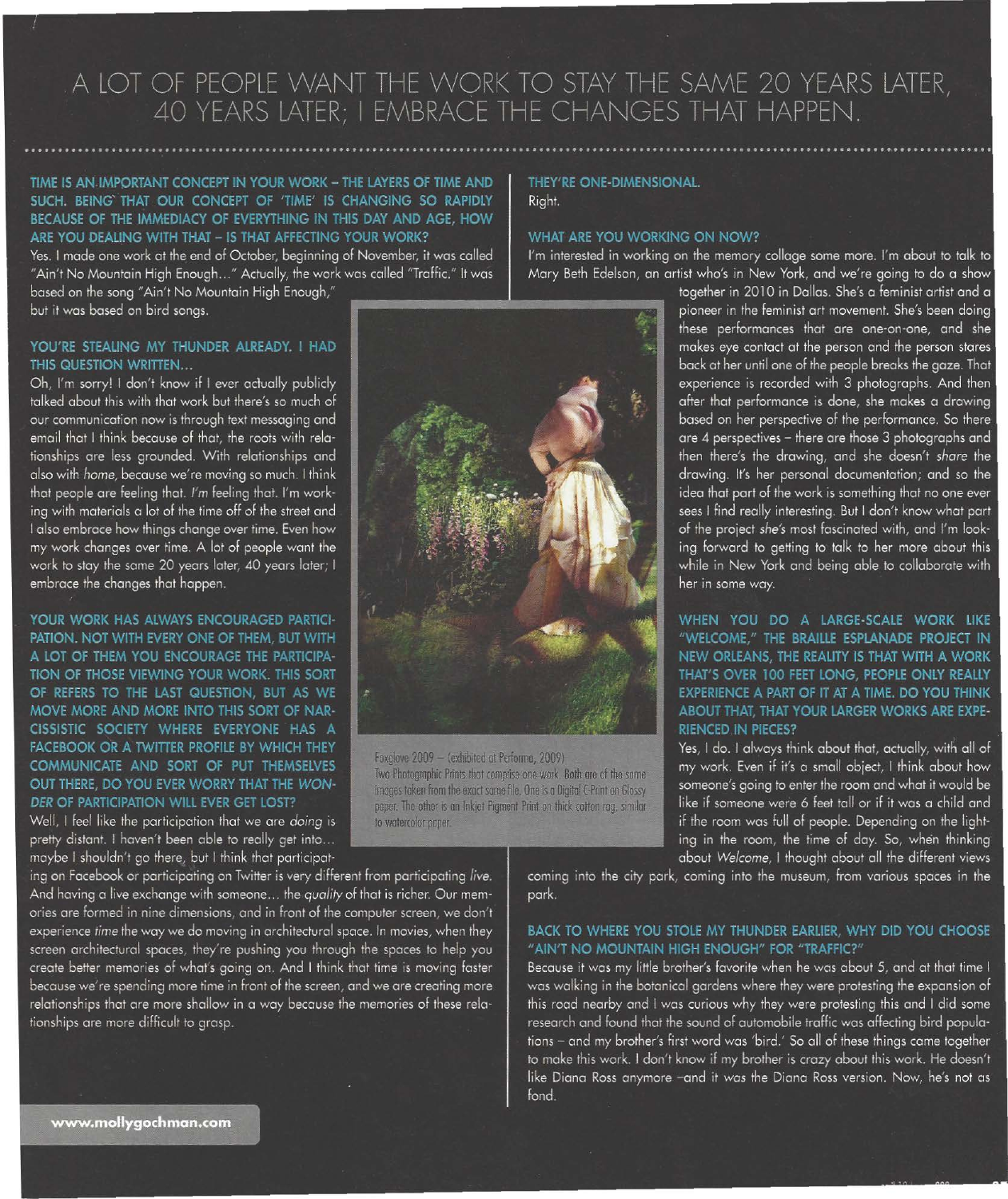# A LOT OF PEOPLE WANT THE WORK TO STAY THE SAME 20 YEARS LATER, 40 YEARS LATER; I EMBRACE THE CHANGES THAT HAPPEN.

**TIME IS AN IMPORTANT CONCEPT IN YOUR WORK – THE LAYERS OF TIME AND SUCH. BEING THAT OUR CONCEPT OF 'TIME' IS CHANGING SO RAPIDLY BECAUSE OF THE IMMEDIACY OF EVERYTHING IN THIS DAY AND AGE, HOW ARE YOU DEALING WITH THAT – IS THAT AFFECTING YOUR WORK?**

Yes. I made one work at the end of October, beginning of November, it was called "Ain't No Mountain High Enough…" Actually, the work was called "Traffic." It was based on the song "Ain't No Mountain High Enough," but it was based on bird songs.

**YOU'RE STEALING MY THUNDER ALREADY. I HAD THIS QUESTION WRITTEN…**

Oh, I'm sorry! I don't know if I ever actually publicly talked about this with that work but there's so much of our communication now is through text messaging and email that I think because of that, the roots with relationships are less grounded. With relationships and also with *home*, because we're moving so much. I think that people are feeling that. *I'm* feeling that. I'm working with materials a lot of the time off of the street and I also embrace how things change over time. Even how my work changes over time. A lot of people want the work to stay the same 20 years later, 40 years later; I embrace the changes that happen.

**YOUR WORK HAS ALWAYS ENCOURAGED PARTICIPATION. NOT WITH EVERY ONE OF THEM, BUT WITH A LOT OF THEM YOU ENCOURAGE THE PARTICIPATION OF THOSE VIEWING YOUR WORK. THIS SORT OF REFERS TO THE LAST QUESTION, BUT AS WE MOVE MORE AND MORE INTO THIS SORT OF NARCISSISTIC SOCIETY WHERE EVERYONE HAS A FACEBOOK OR A TWITTER PROFILE BY WHICH THEY COMMUNICATE AND SORT OF PUT THEMSELVES OUT THERE, DO YOU EVER WORRY THAT THE *WONDER* OF PARTICIPATION WILL EVER GET LOST?**

Well, I feel like the participation that we are *doing* is pretty distant. I haven't been able to really get into… maybe I shouldn't go there, but I think that participating on Facebook or participating on Twitter is very different from participating *live*. And having a live exchange with someone… the *quality* of that is richer. Our memories are formed in nine dimensions, and in front of the computer screen, we don't experience *time* the way we do moving in architectural space. In movies, when they screen architectural spaces, they're pushing you through the spaces to help you create better memories of what's going on. And I think that time is moving faster because we're spending more time in front of the screen, and we are creating more relationships that are more shallow in a way because the memories of these relationships are more difficult to grasp.

Foxglove 2009 – (exhibited at Performa, 2009)
Two Photographic Prints that comprise one work. Both are of the same images taken from the exact same file. One is a Digital C-Print on Glossy paper. The other is an Inkjet Pigment Print on thick cotton rag, similar to watercolor paper.

**THEY'RE ONE-DIMENSIONAL.**

Right.

**WHAT ARE YOU WORKING ON NOW?**

I'm interested in working on the memory collage some more. I'm about to talk to Mary Beth Edelson, an artist who's in New York, and we're going to do a show together in 2010 in Dallas. She's a feminist artist and a pioneer in the feminist art movement. She's been doing these performances that are one-on-one, and she makes eye contact at the person and the person stares back at her until one of the people breaks the gaze. That experience is recorded with 3 photographs. And then after that performance is done, she makes a drawing based on her perspective of the performance. So there are 4 perspectives – there are those 3 photographs and then there's the drawing, and she doesn't *share* the drawing. It's her personal documentation; and so the idea that part of the work is something that no one ever sees I find really interesting. But I don't know what part of the project *she's* most fascinated with, and I'm looking forward to getting to talk to her more about this while in New York and being able to collaborate with her in some way.

**WHEN YOU DO A LARGE-SCALE WORK LIKE "WELCOME," THE BRAILLE ESPLANADE PROJECT IN NEW ORLEANS, THE REALITY IS THAT WITH A WORK THAT'S OVER 100 FEET LONG, PEOPLE ONLY REALLY EXPERIENCE A PART OF IT AT A TIME. DO YOU THINK ABOUT THAT, THAT YOUR LARGER WORKS ARE EXPERIENCED IN PIECES?**

Yes, I do. I always think about that, actually, with all of my work. Even if it's a small object, I think about how someone's going to enter the room and what it would be like if someone were 6 feet tall or if it was a child and if the room was full of people. Depending on the lighting in the room, the time of day. So, when thinking about *Welcome*, I thought about all the different views coming into the city park, coming into the museum, from various spaces in the park.

**BACK TO WHERE YOU STOLE MY THUNDER EARLIER, WHY DID YOU CHOOSE "AIN'T NO MOUNTAIN HIGH ENOUGH" FOR "TRAFFIC?"**

Because it was my little brother's favorite when he was about 5, and at that time I was walking in the botanical gardens where they were protesting the expansion of this road nearby and I was curious why they were protesting this and I did some research and found that the sound of automobile traffic was affecting bird populations – and my brother's first word was 'bird.' So all of these things came together to make this work. I don't know if my brother is crazy about this work. He doesn't like Diana Ross anymore –and it was the Diana Ross version. Now, he's not as fond.

www.mollygochman.com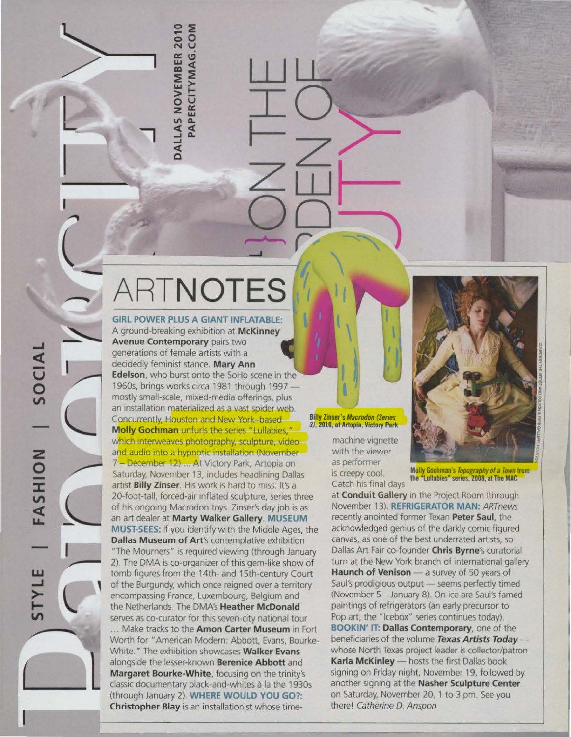# ARTNOTES

**GIRL POWER PLUS A GIANT INFLATABLE:** A ground-breaking exhibition at **McKinney Avenue Contemporary** pairs two generations of female artists with a decidedly feminist stance. **Mary Ann Edelson**, who burst onto the SoHo scene in the 1960s, brings works circa 1981 through 1997 — mostly small-scale, mixed-media offerings, plus an installation materialized as a vast spider web. Concurrently, Houston and New York–based **Molly Gochman** unfurls the series "Lullabies," which interweaves photography, sculpture, video and audio into a hypnotic installation (November 7 – December 12) ... At Victory Park, Artopia on Saturday, November 13, includes headlining Dallas artist **Billy Zinser**. His work is hard to miss: It's a 20-foot-tall, forced-air inflated sculpture, series three of his ongoing Macrodon toys. Zinser's day job is as an art dealer at **Marty Walker Gallery**. **MUSEUM MUST-SEES:** If you identify with the Middle Ages, the **Dallas Museum of Art**'s contemplative exhibition "The Mourners" is required viewing (through January 2). The DMA is co-organizer of this gem-like show of tomb figures from the 14th- and 15th-century Court of the Burgundy, which once reigned over a territory encompassing France, Luxembourg, Belgium and the Netherlands. The DMA's **Heather McDonald** serves as co-curator for this seven-city national tour ... Make tracks to the **Amon Carter Museum** in Fort Worth for "American Modern: Abbott, Evans, Bourke-White." The exhibition showcases **Walker Evans** alongside the lesser-known **Berenice Abbott** and **Margaret Bourke-White**, focusing on the trinity's classic documentary black-and-whites à la the 1930s (through January 2). **WHERE WOULD YOU GO?:** **Christopher Blay** is an installationist whose time-machine vignette with the viewer as performer is creepy cool. Catch his final days at **Conduit Gallery** in the Project Room (through November 13). **REFRIGERATOR MAN:** *ARTnews* recently anointed former Texan **Peter Saul**, the acknowledged genius of the darkly comic figured canvas, as one of the best underrated artists, so Dallas Art Fair co-founder **Chris Byrne**'s curatorial turn at the New York branch of international gallery **Haunch of Venison** — a survey of 50 years of Saul's prodigious output — seems perfectly timed (November 5 – January 8). On ice are Saul's famed paintings of refrigerators (an early precursor to Pop art, the "Icebox" series continues today). **BOOKIN' IT:** **Dallas Contemporary**, one of the beneficiaries of the volume ***Texas Artists Today*** — whose North Texas project leader is collector/patron **Karla McKinley** — hosts the first Dallas book signing on Friday night, November 19, followed by another signing at the **Nasher Sculpture Center** on Saturday, November 20, 1 to 3 pm. See you there! *Catherine D. Anspon*

**Billy Zinser's *Macrodon (Series 3)*, 2010, at Artopia, Victory Park**

**Molly Gochman's *Topography of a Town* from the "Lullabies" series, 2008, at The MAC**

COURTESY THE ARTIST AND COLTON & FARB GALLERY, HOUSTON